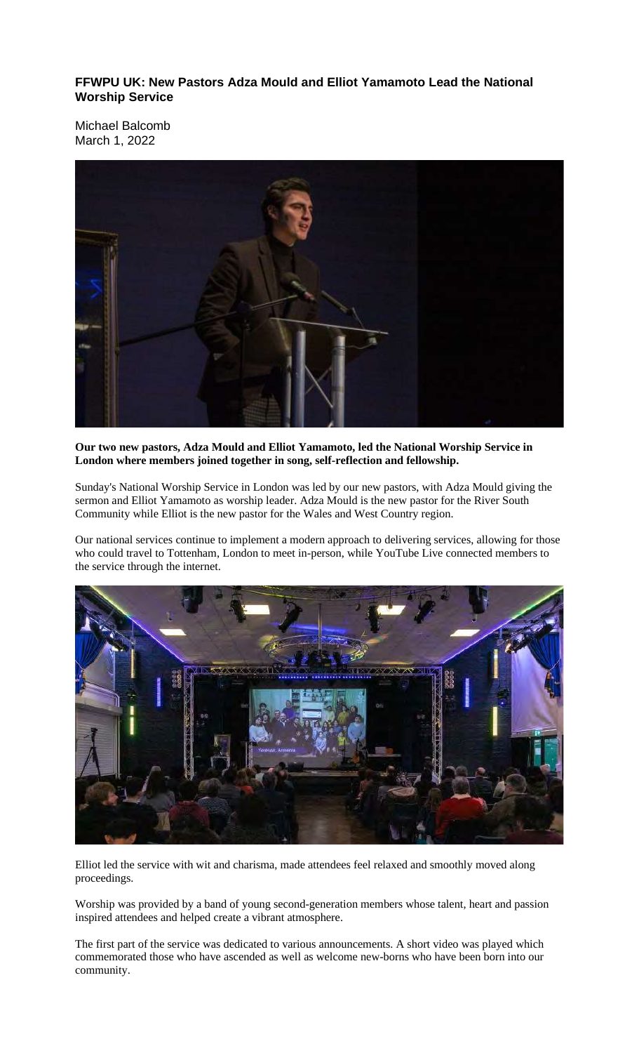**FFWPU UK: New Pastors Adza Mould and Elliot Yamamoto Lead the National Worship Service**

Michael Balcomb
March 1, 2022

**Our two new pastors, Adza Mould and Elliot Yamamoto, led the National Worship Service in London where members joined together in song, self-reflection and fellowship.**

Sunday's National Worship Service in London was led by our new pastors, with Adza Mould giving the sermon and Elliot Yamamoto as worship leader. Adza Mould is the new pastor for the River South Community while Elliot is the new pastor for the Wales and West Country region.

Our national services continue to implement a modern approach to delivering services, allowing for those who could travel to Tottenham, London to meet in-person, while YouTube Live connected members to the service through the internet.

Elliot led the service with wit and charisma, made attendees feel relaxed and smoothly moved along proceedings.

Worship was provided by a band of young second-generation members whose talent, heart and passion inspired attendees and helped create a vibrant atmosphere.

The first part of the service was dedicated to various announcements. A short video was played which commemorated those who have ascended as well as welcome new-borns who have been born into our community.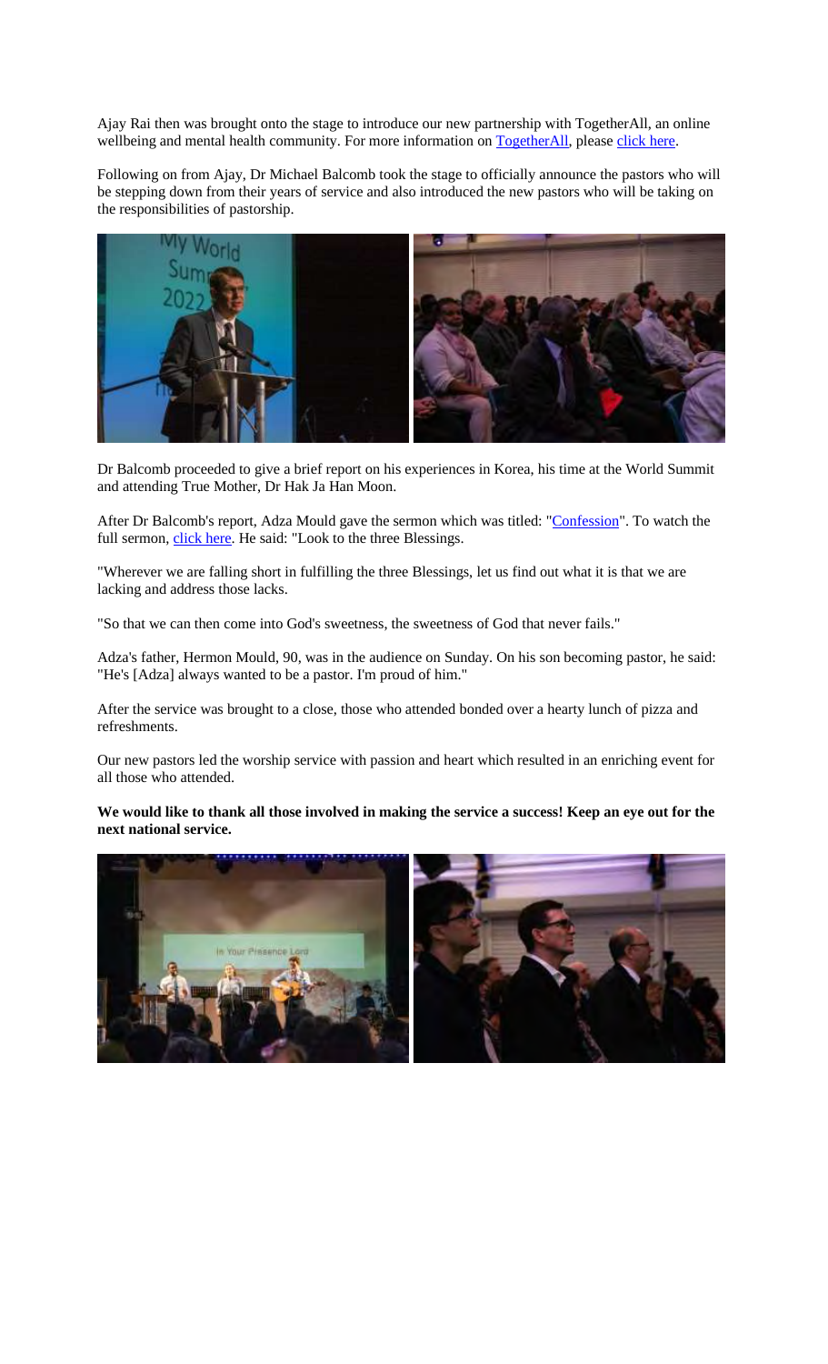Ajay Rai then was brought onto the stage to introduce our new partnership with TogetherAll, an online wellbeing and mental health community. For more information on TogetherAll, please click here.

Following on from Ajay, Dr Michael Balcomb took the stage to officially announce the pastors who will be stepping down from their years of service and also introduced the new pastors who will be taking on the responsibilities of pastorship.

Dr Balcomb proceeded to give a brief report on his experiences in Korea, his time at the World Summit and attending True Mother, Dr Hak Ja Han Moon.

After Dr Balcomb's report, Adza Mould gave the sermon which was titled: "Confession". To watch the full sermon, click here. He said: "Look to the three Blessings.

"Wherever we are falling short in fulfilling the three Blessings, let us find out what it is that we are lacking and address those lacks.

"So that we can then come into God's sweetness, the sweetness of God that never fails."

Adza's father, Hermon Mould, 90, was in the audience on Sunday. On his son becoming pastor, he said: "He's [Adza] always wanted to be a pastor. I'm proud of him."

After the service was brought to a close, those who attended bonded over a hearty lunch of pizza and refreshments.

Our new pastors led the worship service with passion and heart which resulted in an enriching event for all those who attended.

**We would like to thank all those involved in making the service a success! Keep an eye out for the next national service.**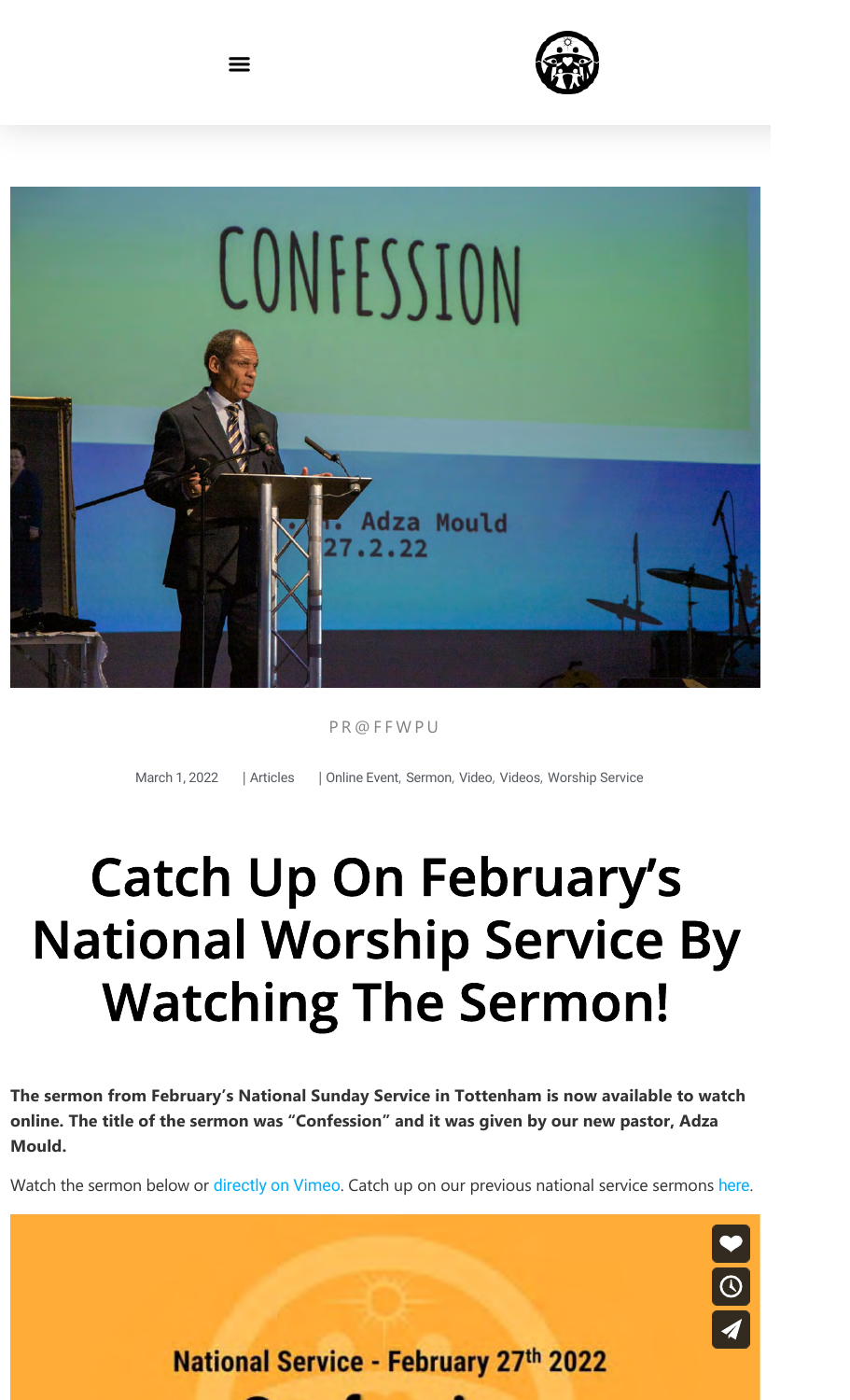PR@FFWPU

March 1, 2022 | Articles | Online Event, Sermon, Video, Videos, Worship Service

# Catch Up On February's National Worship Service By Watching The Sermon!

**The sermon from February's National Sunday Service in Tottenham is now available to watch online. The title of the sermon was "Confession" and it was given by our new pastor, Adza Mould.**

Watch the sermon below or directly on Vimeo. Catch up on our previous national service sermons here.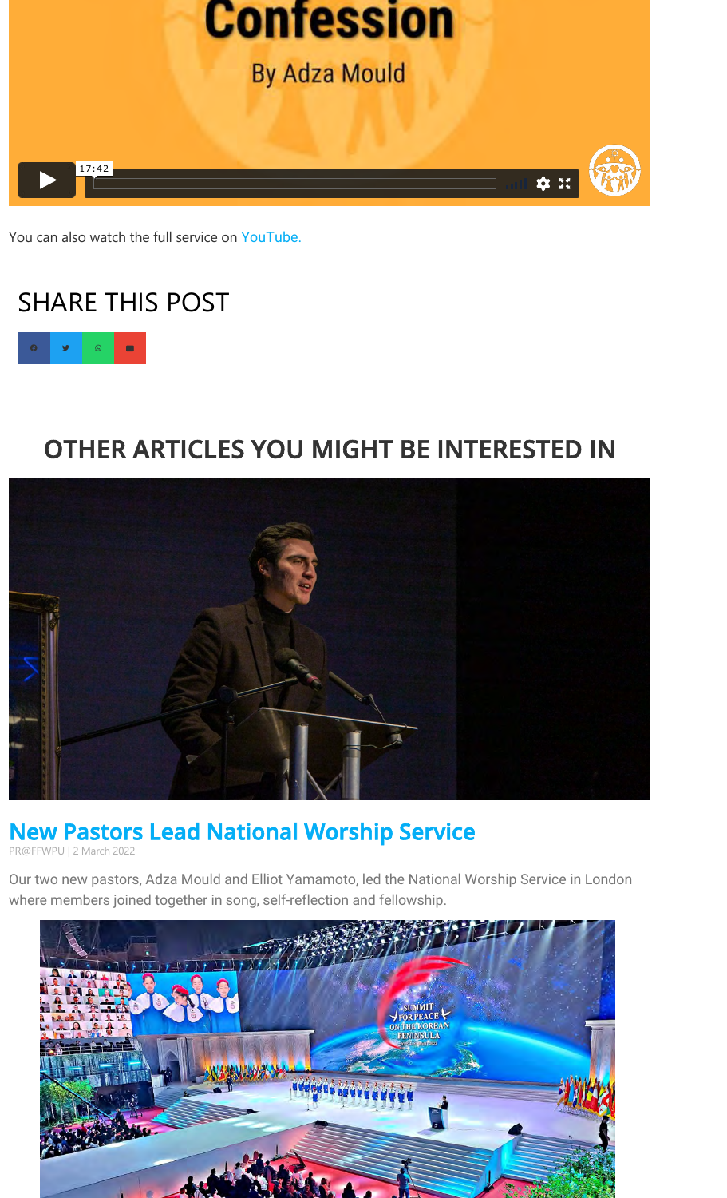Confession

By Adza Mould

17:42

You can also watch the full service on YouTube.

## SHARE THIS POST

## OTHER ARTICLES YOU MIGHT BE INTERESTED IN

### New Pastors Lead National Worship Service

PR@FFWPU | 2 March 2022

Our two new pastors, Adza Mould and Elliot Yamamoto, led the National Worship Service in London where members joined together in song, self-reflection and fellowship.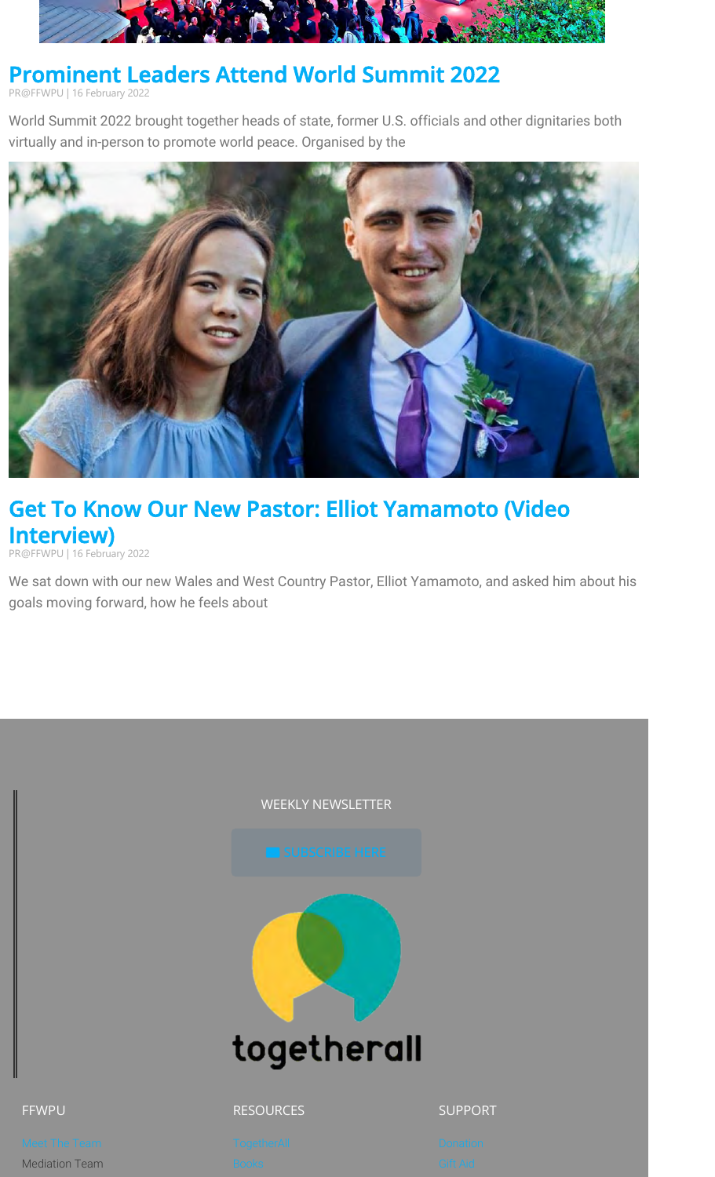## Prominent Leaders Attend World Summit 2022

PR@FFWPU | 16 February 2022

World Summit 2022 brought together heads of state, former U.S. officials and other dignitaries both virtually and in-person to promote world peace. Organised by the

## Get To Know Our New Pastor: Elliot Yamamoto (Video Interview)

PR@FFWPU | 16 February 2022

We sat down with our new Wales and West Country Pastor, Elliot Yamamoto, and asked him about his goals moving forward, how he feels about

WEEKLY NEWSLETTER

SUBSCRIBE HERE

togetherall

| FFWPU | RESOURCES | SUPPORT |
| --- | --- | --- |
| Meet The Team | TogetherAll | Donation |
| Mediation Team | Books | Gift Aid |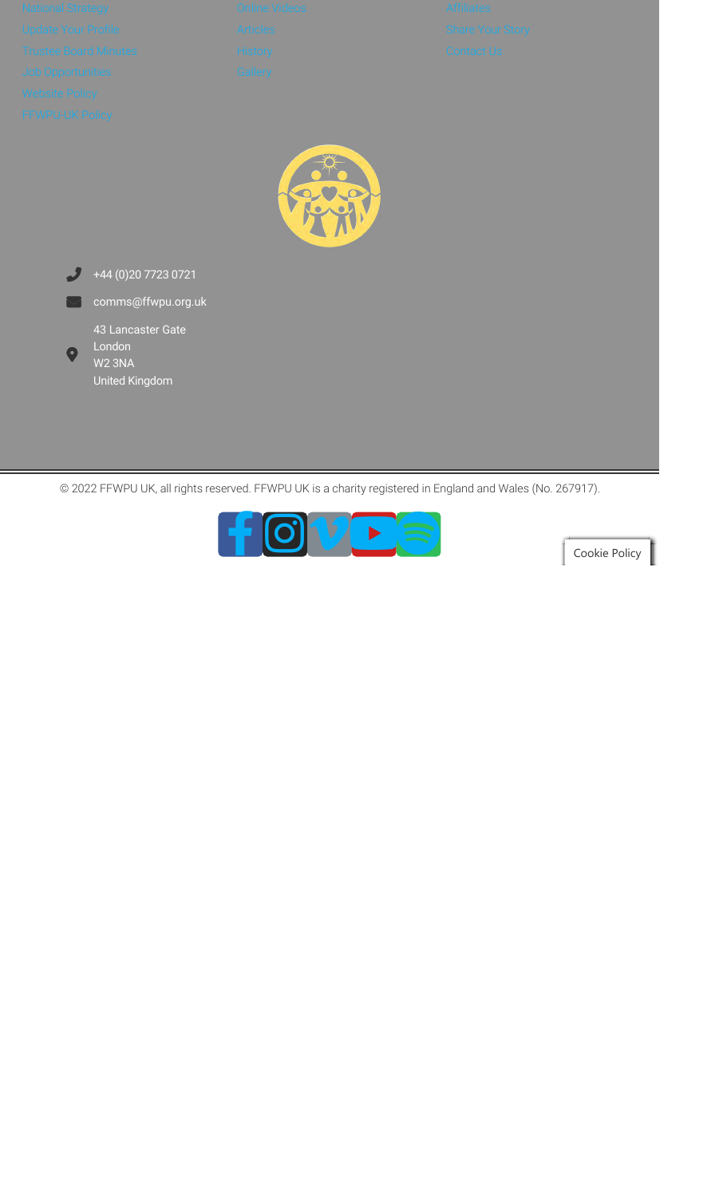National Strategy
Update Your Profile
Trustee Board Minutes
Job Opportunities
Website Policy
FFWPU-UK Policy

Online Videos
Articles
History
Gallery

Affiliates
Share Your Story
Contact Us

+44 (0)20 7723 0721

comms@ffwpu.org.uk

43 Lancaster Gate
London
W2 3NA
United Kingdom

© 2022 FFWPU UK, all rights reserved. FFWPU UK is a charity registered in England and Wales (No. 267917).

Cookie Policy